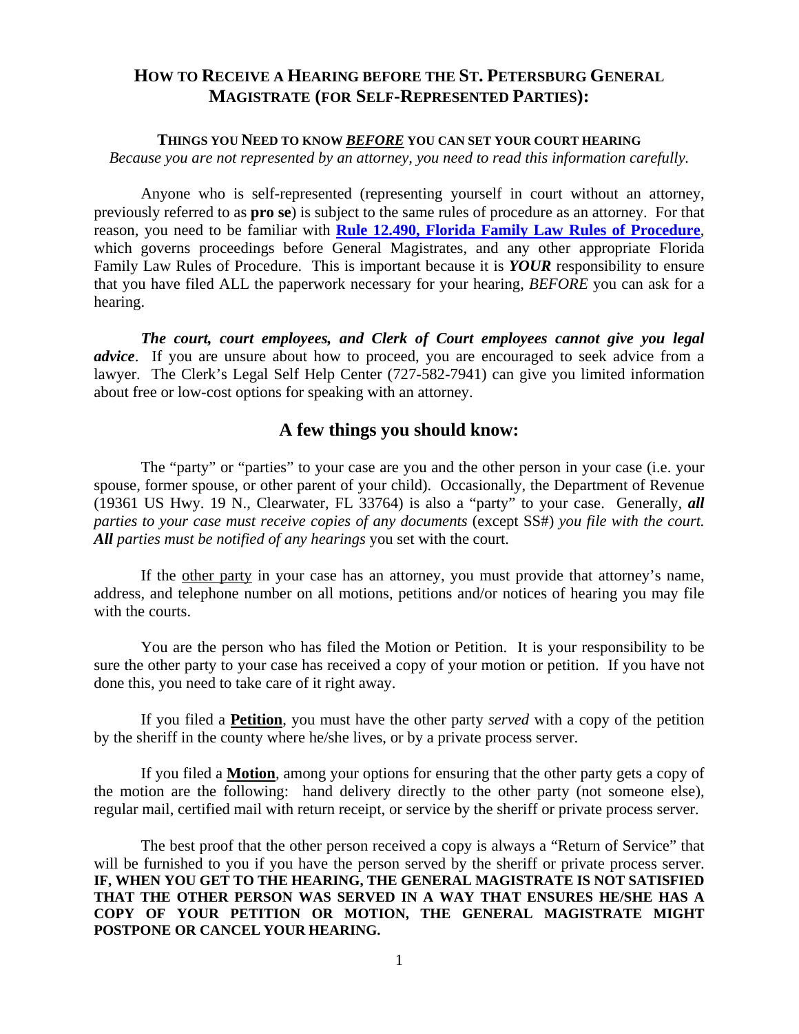# How to Receive a Hearing before the St. Petersburg General Magistrate (for Self-Represented Parties):

### THINGS YOU NEED TO KNOW ***BEFORE*** YOU CAN SET YOUR COURT HEARING

*Because you are not represented by an attorney, you need to read this information carefully.*

Anyone who is self-represented (representing yourself in court without an attorney, previously referred to as **pro se**) is subject to the same rules of procedure as an attorney. For that reason, you need to be familiar with **Rule 12.490, Florida Family Law Rules of Procedure**, which governs proceedings before General Magistrates, and any other appropriate Florida Family Law Rules of Procedure. This is important because it is ***YOUR*** responsibility to ensure that you have filed ALL the paperwork necessary for your hearing, *BEFORE* you can ask for a hearing.

***The court, court employees, and Clerk of Court employees cannot give you legal advice***. If you are unsure about how to proceed, you are encouraged to seek advice from a lawyer. The Clerk's Legal Self Help Center (727-582-7941) can give you limited information about free or low-cost options for speaking with an attorney.

## A few things you should know:

The "party" or "parties" to your case are you and the other person in your case (i.e. your spouse, former spouse, or other parent of your child). Occasionally, the Department of Revenue (19361 US Hwy. 19 N., Clearwater, FL 33764) is also a "party" to your case. Generally, ***all*** *parties to your case must receive copies of any documents* (except SS#) *you file with the court.* ***All*** *parties must be notified of any hearings* you set with the court.

If the <u>other party</u> in your case has an attorney, you must provide that attorney's name, address, and telephone number on all motions, petitions and/or notices of hearing you may file with the courts.

You are the person who has filed the Motion or Petition. It is your responsibility to be sure the other party to your case has received a copy of your motion or petition. If you have not done this, you need to take care of it right away.

If you filed a **<u>Petition</u>**, you must have the other party *served* with a copy of the petition by the sheriff in the county where he/she lives, or by a private process server.

If you filed a **<u>Motion</u>**, among your options for ensuring that the other party gets a copy of the motion are the following: hand delivery directly to the other party (not someone else), regular mail, certified mail with return receipt, or service by the sheriff or private process server.

The best proof that the other person received a copy is always a "Return of Service" that will be furnished to you if you have the person served by the sheriff or private process server. **IF, WHEN YOU GET TO THE HEARING, THE GENERAL MAGISTRATE IS NOT SATISFIED THAT THE OTHER PERSON WAS SERVED IN A WAY THAT ENSURES HE/SHE HAS A COPY OF YOUR PETITION OR MOTION, THE GENERAL MAGISTRATE MIGHT POSTPONE OR CANCEL YOUR HEARING.**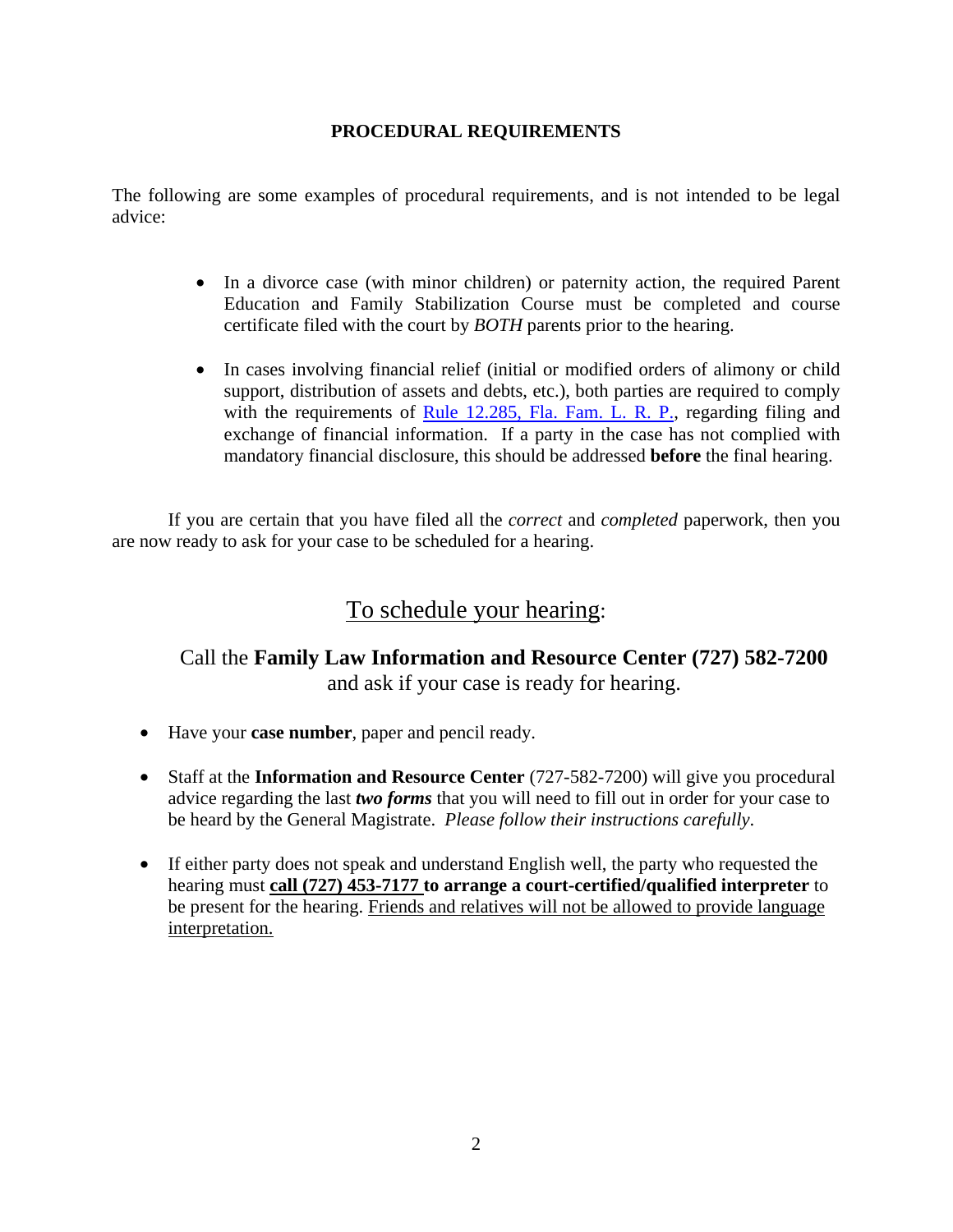## PROCEDURAL REQUIREMENTS

The following are some examples of procedural requirements, and is not intended to be legal advice:

- In a divorce case (with minor children) or paternity action, the required Parent Education and Family Stabilization Course must be completed and course certificate filed with the court by *BOTH* parents prior to the hearing.
- In cases involving financial relief (initial or modified orders of alimony or child support, distribution of assets and debts, etc.), both parties are required to comply with the requirements of Rule 12.285, Fla. Fam. L. R. P., regarding filing and exchange of financial information. If a party in the case has not complied with mandatory financial disclosure, this should be addressed **before** the final hearing.

If you are certain that you have filed all the *correct* and *completed* paperwork, then you are now ready to ask for your case to be scheduled for a hearing.

## To schedule your hearing:

Call the **Family Law Information and Resource Center (727) 582-7200** and ask if your case is ready for hearing.

- Have your **case number**, paper and pencil ready.
- Staff at the **Information and Resource Center** (727-582-7200) will give you procedural advice regarding the last ***two forms*** that you will need to fill out in order for your case to be heard by the General Magistrate. *Please follow their instructions carefully.*
- If either party does not speak and understand English well, the party who requested the hearing must **call (727) 453-7177 to arrange a court-certified/qualified interpreter** to be present for the hearing. Friends and relatives will not be allowed to provide language interpretation.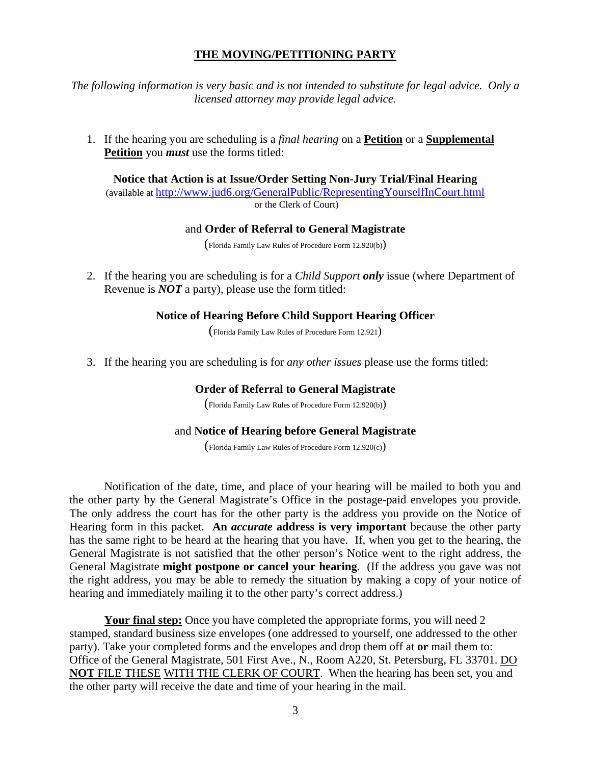## THE MOVING/PETITIONING PARTY

*The following information is very basic and is not intended to substitute for legal advice. Only a licensed attorney may provide legal advice.*

1. If the hearing you are scheduling is a *final hearing* on a **Petition** or a **Supplemental Petition** you ***must*** use the forms titled:

   **Notice that Action is at Issue/Order Setting Non-Jury Trial/Final Hearing**
   (available at http://www.jud6.org/GeneralPublic/RepresentingYourselfInCourt.html or the Clerk of Court)

   and **Order of Referral to General Magistrate**
   (Florida Family Law Rules of Procedure Form 12.920(b))

2. If the hearing you are scheduling is for a *Child Support **only*** issue (where Department of Revenue is ***NOT*** a party), please use the form titled:

   **Notice of Hearing Before Child Support Hearing Officer**
   (Florida Family Law Rules of Procedure Form 12.921)

3. If the hearing you are scheduling is for *any other issues* please use the forms titled:

   **Order of Referral to General Magistrate**
   (Florida Family Law Rules of Procedure Form 12.920(b))

   and **Notice of Hearing before General Magistrate**
   (Florida Family Law Rules of Procedure Form 12.920(c))

Notification of the date, time, and place of your hearing will be mailed to both you and the other party by the General Magistrate's Office in the postage-paid envelopes you provide. The only address the court has for the other party is the address you provide on the Notice of Hearing form in this packet. **An *accurate* address is very important** because the other party has the same right to be heard at the hearing that you have. If, when you get to the hearing, the General Magistrate is not satisfied that the other person's Notice went to the right address, the General Magistrate **might postpone or cancel your hearing**. (If the address you gave was not the right address, you may be able to remedy the situation by making a copy of your notice of hearing and immediately mailing it to the other party's correct address.)

**Your final step:** Once you have completed the appropriate forms, you will need 2 stamped, standard business size envelopes (one addressed to yourself, one addressed to the other party). Take your completed forms and the envelopes and drop them off at **or** mail them to: Office of the General Magistrate, 501 First Ave., N., Room A220, St. Petersburg, FL 33701. **DO NOT** FILE THESE WITH THE CLERK OF COURT. When the hearing has been set, you and the other party will receive the date and time of your hearing in the mail.